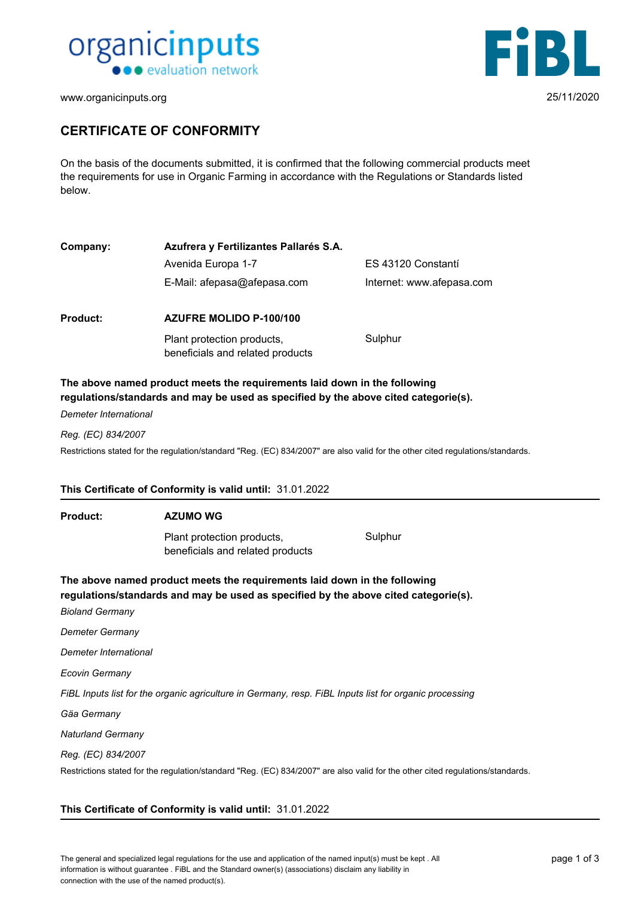organicinputs evaluation network

www.organicinputs.org

FiBL

25/11/2020

# CERTIFICATE OF CONFORMITY

On the basis of the documents submitted, it is confirmed that the following commercial products meet the requirements for use in Organic Farming in accordance with the Regulations or Standards listed below.

**Company:** **Azufrera y Fertilizantes Pallarés S.A.**

Avenida Europa 1-7 | ES 43120 Constantí

E-Mail: afepasa@afepasa.com | Internet: www.afepasa.com

**Product:** **AZUFRE MOLIDO P-100/100**

Plant protection products, beneficials and related products — Sulphur

**The above named product meets the requirements laid down in the following regulations/standards and may be used as specified by the above cited categorie(s).**

*Demeter International*

*Reg. (EC) 834/2007*

Restrictions stated for the regulation/standard "Reg. (EC) 834/2007" are also valid for the other cited regulations/standards.

**This Certificate of Conformity is valid until:** 31.01.2022

---

**Product:** **AZUMO WG**

Plant protection products, beneficials and related products — Sulphur

**The above named product meets the requirements laid down in the following regulations/standards and may be used as specified by the above cited categorie(s).**

*Bioland Germany*

*Demeter Germany*

*Demeter International*

*Ecovin Germany*

*FiBL Inputs list for the organic agriculture in Germany, resp. FiBL Inputs list for organic processing*

*Gäa Germany*

*Naturland Germany*

*Reg. (EC) 834/2007*

Restrictions stated for the regulation/standard "Reg. (EC) 834/2007" are also valid for the other cited regulations/standards.

**This Certificate of Conformity is valid until:** 31.01.2022

---

The general and specialized legal regulations for the use and application of the named input(s) must be kept . All information is without guarantee . FiBL and the Standard owner(s) (associations) disclaim any liability in connection with the use of the named product(s).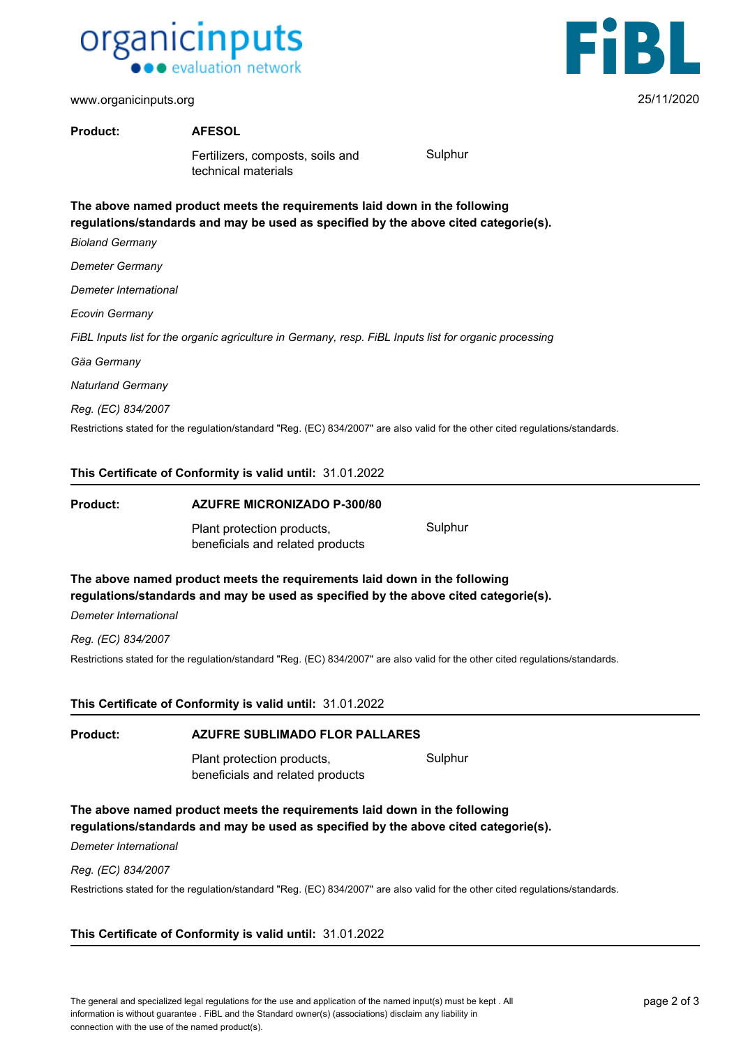www.organicinputs.org

25/11/2020

**Product:** **AFESOL**

Fertilizers, composts, soils and technical materials — Sulphur

**The above named product meets the requirements laid down in the following regulations/standards and may be used as specified by the above cited categorie(s).**

*Bioland Germany*

*Demeter Germany*

*Demeter International*

*Ecovin Germany*

*FiBL Inputs list for the organic agriculture in Germany, resp. FiBL Inputs list for organic processing*

*Gäa Germany*

*Naturland Germany*

*Reg. (EC) 834/2007*

Restrictions stated for the regulation/standard "Reg. (EC) 834/2007" are also valid for the other cited regulations/standards.

**This Certificate of Conformity is valid until:** 31.01.2022

---

**Product:** **AZUFRE MICRONIZADO P-300/80**

Plant protection products, beneficials and related products — Sulphur

**The above named product meets the requirements laid down in the following regulations/standards and may be used as specified by the above cited categorie(s).**

*Demeter International*

*Reg. (EC) 834/2007*

Restrictions stated for the regulation/standard "Reg. (EC) 834/2007" are also valid for the other cited regulations/standards.

**This Certificate of Conformity is valid until:** 31.01.2022

---

**Product:** **AZUFRE SUBLIMADO FLOR PALLARES**

Plant protection products, beneficials and related products — Sulphur

**The above named product meets the requirements laid down in the following regulations/standards and may be used as specified by the above cited categorie(s).**

*Demeter International*

*Reg. (EC) 834/2007*

Restrictions stated for the regulation/standard "Reg. (EC) 834/2007" are also valid for the other cited regulations/standards.

**This Certificate of Conformity is valid until:** 31.01.2022

---

The general and specialized legal regulations for the use and application of the named input(s) must be kept . All information is without guarantee . FiBL and the Standard owner(s) (associations) disclaim any liability in connection with the use of the named product(s).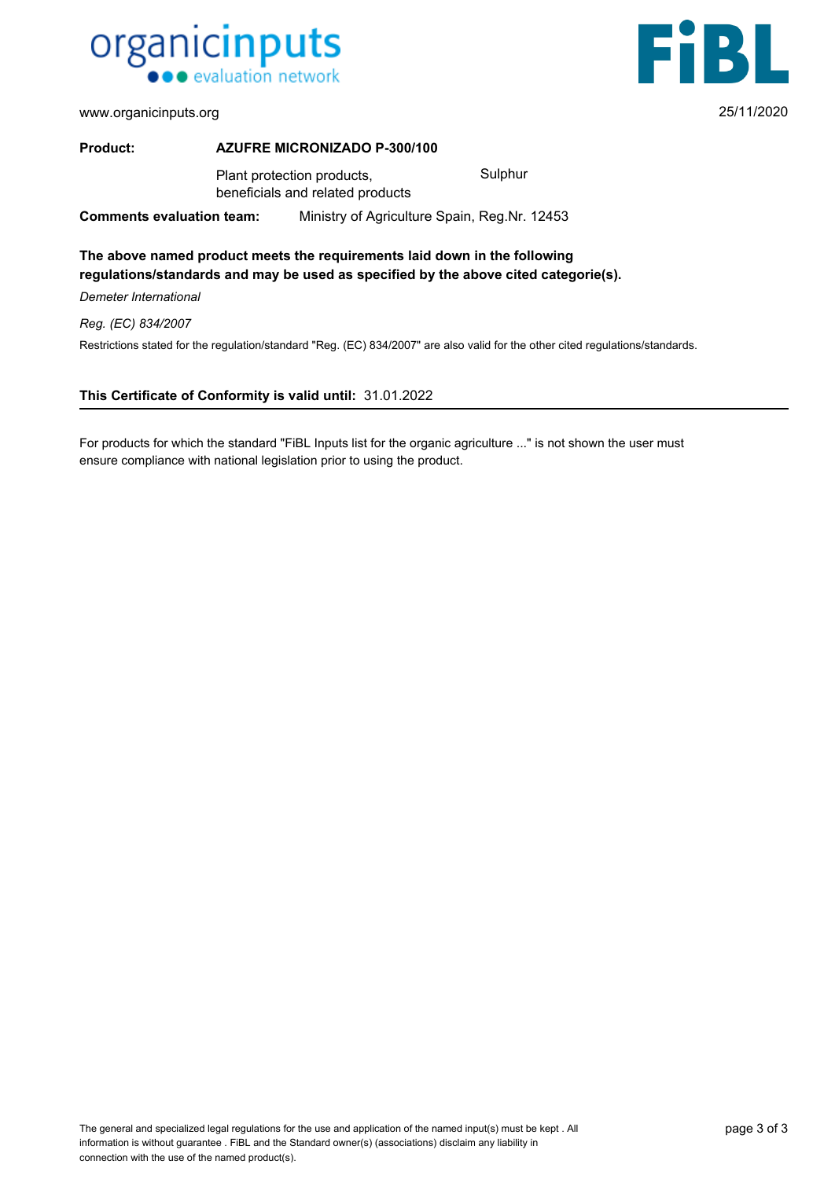organicinputs evaluation network

www.organicinputs.org

25/11/2020

**Product:** **AZUFRE MICRONIZADO P-300/100**

Plant protection products, beneficials and related products — Sulphur

**Comments evaluation team:** Ministry of Agriculture Spain, Reg.Nr. 12453

**The above named product meets the requirements laid down in the following regulations/standards and may be used as specified by the above cited categorie(s).**

*Demeter International*

*Reg. (EC) 834/2007*

Restrictions stated for the regulation/standard "Reg. (EC) 834/2007" are also valid for the other cited regulations/standards.

**This Certificate of Conformity is valid until:** 31.01.2022

---

For products for which the standard "FiBL Inputs list for the organic agriculture ..." is not shown the user must ensure compliance with national legislation prior to using the product.

The general and specialized legal regulations for the use and application of the named input(s) must be kept . All information is without guarantee . FiBL and the Standard owner(s) (associations) disclaim any liability in connection with the use of the named product(s).